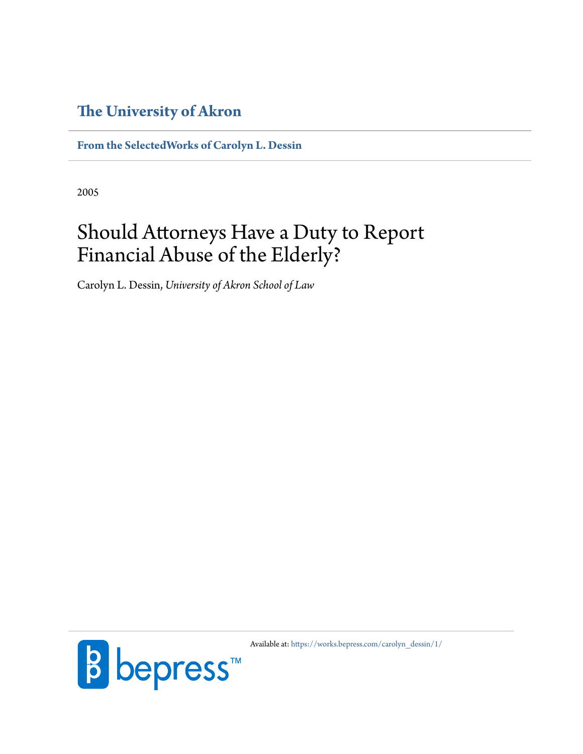# The University of Akron

**From the SelectedWorks of Carolyn L. Dessin**

2005

# Should Attorneys Have a Duty to Report Financial Abuse of the Elderly?

Carolyn L. Dessin, *University of Akron School of Law*

Available at: https://works.bepress.com/carolyn_dessin/1/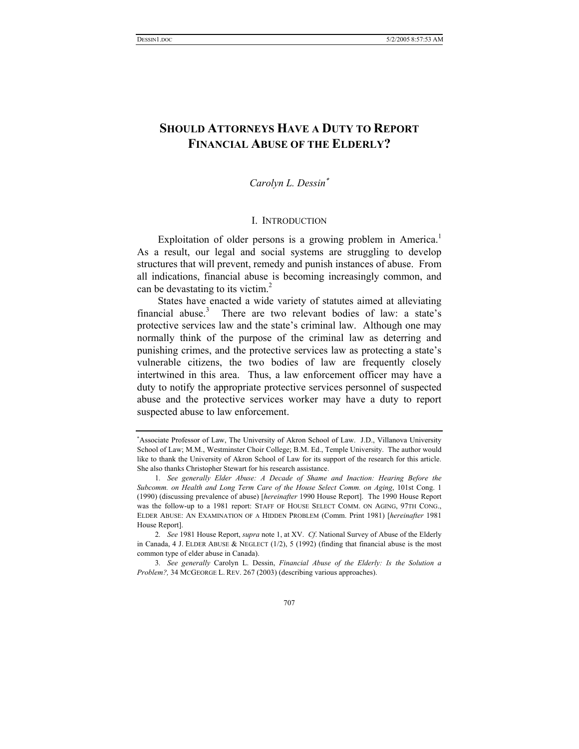# SHOULD ATTORNEYS HAVE A DUTY TO REPORT FINANCIAL ABUSE OF THE ELDERLY?

*Carolyn L. Dessin*[*]

## I. INTRODUCTION

Exploitation of older persons is a growing problem in America.[1] As a result, our legal and social systems are struggling to develop structures that will prevent, remedy and punish instances of abuse. From all indications, financial abuse is becoming increasingly common, and can be devastating to its victim.[2]

States have enacted a wide variety of statutes aimed at alleviating financial abuse.[3] There are two relevant bodies of law: a state's protective services law and the state's criminal law. Although one may normally think of the purpose of the criminal law as deterring and punishing crimes, and the protective services law as protecting a state's vulnerable citizens, the two bodies of law are frequently closely intertwined in this area. Thus, a law enforcement officer may have a duty to notify the appropriate protective services personnel of suspected abuse and the protective services worker may have a duty to report suspected abuse to law enforcement.

---

[*] Associate Professor of Law, The University of Akron School of Law. J.D., Villanova University School of Law; M.M., Westminster Choir College; B.M. Ed., Temple University. The author would like to thank the University of Akron School of Law for its support of the research for this article. She also thanks Christopher Stewart for his research assistance.

1. *See generally Elder Abuse: A Decade of Shame and Inaction: Hearing Before the Subcomm. on Health and Long Term Care of the House Select Comm. on Aging*, 101st Cong. 1 (1990) (discussing prevalence of abuse) [*hereinafter* 1990 House Report]. The 1990 House Report was the follow-up to a 1981 report: STAFF OF HOUSE SELECT COMM. ON AGING, 97TH CONG., ELDER ABUSE: AN EXAMINATION OF A HIDDEN PROBLEM (Comm. Print 1981) [*hereinafter* 1981 House Report].

2. *See* 1981 House Report, *supra* note 1, at XV. *Cf.* National Survey of Abuse of the Elderly in Canada, 4 J. ELDER ABUSE & NEGLECT (1/2), 5 (1992) (finding that financial abuse is the most common type of elder abuse in Canada).

3. *See generally* Carolyn L. Dessin, *Financial Abuse of the Elderly: Is the Solution a Problem?,* 34 MCGEORGE L. REV. 267 (2003) (describing various approaches).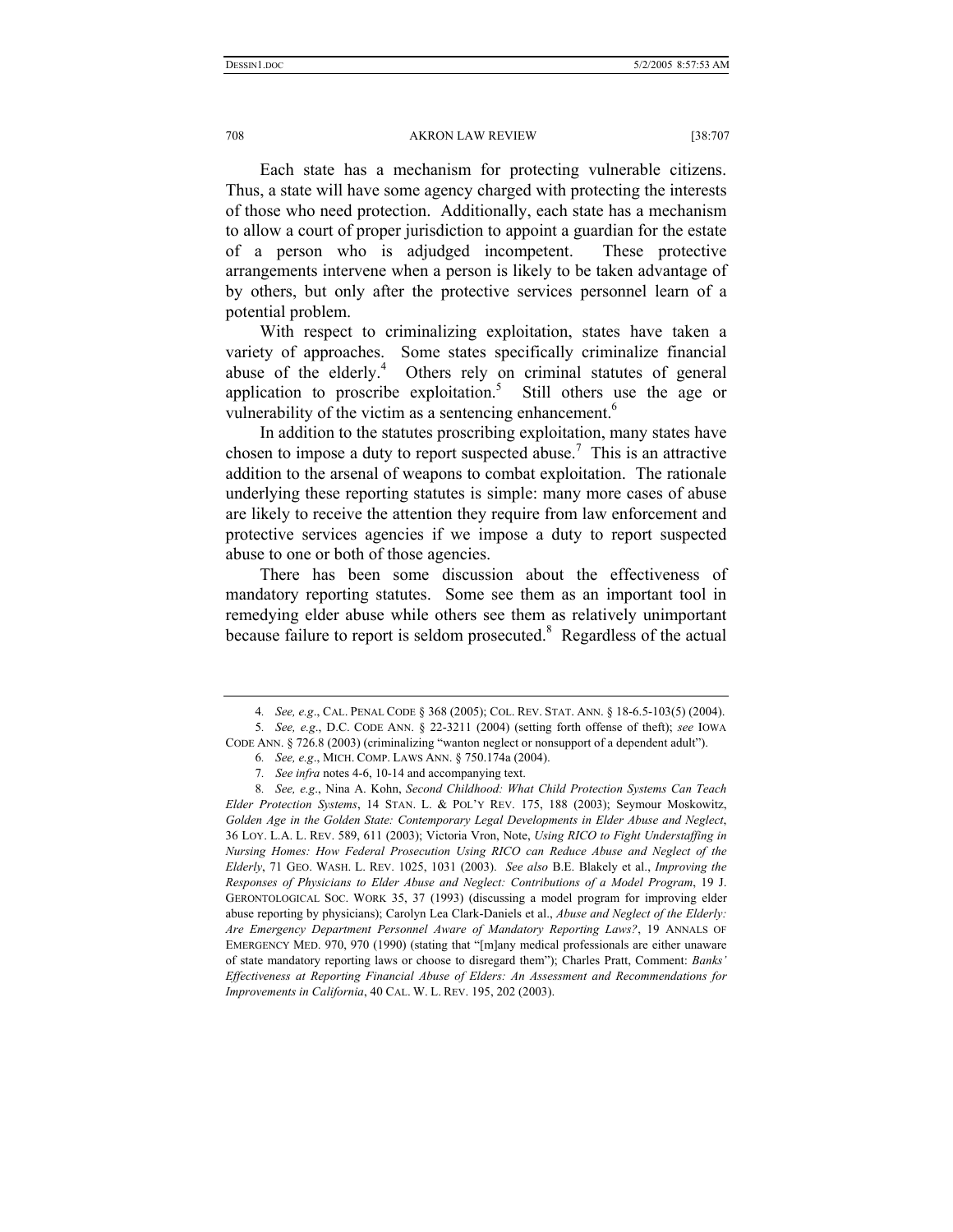Each state has a mechanism for protecting vulnerable citizens. Thus, a state will have some agency charged with protecting the interests of those who need protection. Additionally, each state has a mechanism to allow a court of proper jurisdiction to appoint a guardian for the estate of a person who is adjudged incompetent. These protective arrangements intervene when a person is likely to be taken advantage of by others, but only after the protective services personnel learn of a potential problem.

With respect to criminalizing exploitation, states have taken a variety of approaches. Some states specifically criminalize financial abuse of the elderly.[4] Others rely on criminal statutes of general application to proscribe exploitation.[5] Still others use the age or vulnerability of the victim as a sentencing enhancement.[6]

In addition to the statutes proscribing exploitation, many states have chosen to impose a duty to report suspected abuse.[7] This is an attractive addition to the arsenal of weapons to combat exploitation. The rationale underlying these reporting statutes is simple: many more cases of abuse are likely to receive the attention they require from law enforcement and protective services agencies if we impose a duty to report suspected abuse to one or both of those agencies.

There has been some discussion about the effectiveness of mandatory reporting statutes. Some see them as an important tool in remedying elder abuse while others see them as relatively unimportant because failure to report is seldom prosecuted.[8] Regardless of the actual

---

4. *See, e.g.*, CAL. PENAL CODE § 368 (2005); COL. REV. STAT. ANN. § 18-6.5-103(5) (2004).

5. *See, e.g.*, D.C. CODE ANN. § 22-3211 (2004) (setting forth offense of theft); *see* IOWA CODE ANN. § 726.8 (2003) (criminalizing "wanton neglect or nonsupport of a dependent adult").

6. *See, e.g.*, MICH. COMP. LAWS ANN. § 750.174a (2004).

7. *See infra* notes 4-6, 10-14 and accompanying text.

8. *See, e.g.*, Nina A. Kohn, *Second Childhood: What Child Protection Systems Can Teach Elder Protection Systems*, 14 STAN. L. & POL'Y REV. 175, 188 (2003); Seymour Moskowitz, *Golden Age in the Golden State: Contemporary Legal Developments in Elder Abuse and Neglect*, 36 LOY. L.A. L. REV. 589, 611 (2003); Victoria Vron, Note, *Using RICO to Fight Understaffing in Nursing Homes: How Federal Prosecution Using RICO can Reduce Abuse and Neglect of the Elderly*, 71 GEO. WASH. L. REV. 1025, 1031 (2003). *See also* B.E. Blakely et al., *Improving the Responses of Physicians to Elder Abuse and Neglect: Contributions of a Model Program*, 19 J. GERONTOLOGICAL SOC. WORK 35, 37 (1993) (discussing a model program for improving elder abuse reporting by physicians); Carolyn Lea Clark-Daniels et al., *Abuse and Neglect of the Elderly: Are Emergency Department Personnel Aware of Mandatory Reporting Laws?*, 19 ANNALS OF EMERGENCY MED. 970, 970 (1990) (stating that "[m]any medical professionals are either unaware of state mandatory reporting laws or choose to disregard them"); Charles Pratt, Comment: *Banks' Effectiveness at Reporting Financial Abuse of Elders: An Assessment and Recommendations for Improvements in California*, 40 CAL. W. L. REV. 195, 202 (2003).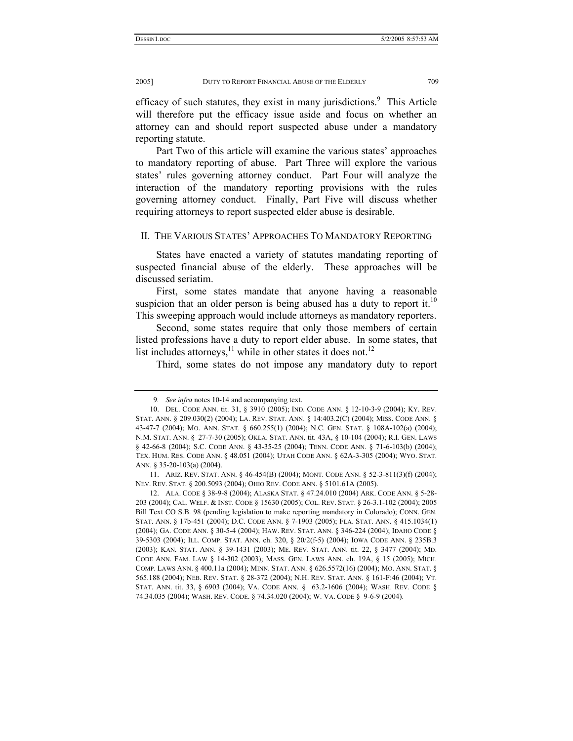efficacy of such statutes, they exist in many jurisdictions.[9] This Article will therefore put the efficacy issue aside and focus on whether an attorney can and should report suspected abuse under a mandatory reporting statute.

Part Two of this article will examine the various states' approaches to mandatory reporting of abuse. Part Three will explore the various states' rules governing attorney conduct. Part Four will analyze the interaction of the mandatory reporting provisions with the rules governing attorney conduct. Finally, Part Five will discuss whether requiring attorneys to report suspected elder abuse is desirable.

## II. The Various States' Approaches To Mandatory Reporting

States have enacted a variety of statutes mandating reporting of suspected financial abuse of the elderly. These approaches will be discussed seriatim.

First, some states mandate that anyone having a reasonable suspicion that an older person is being abused has a duty to report it.[10] This sweeping approach would include attorneys as mandatory reporters.

Second, some states require that only those members of certain listed professions have a duty to report elder abuse. In some states, that list includes attorneys,[11] while in other states it does not.[12]

Third, some states do not impose any mandatory duty to report

---

9. *See infra* notes 10-14 and accompanying text.

10. Del. Code Ann. tit. 31, § 3910 (2005); Ind. Code Ann. § 12-10-3-9 (2004); Ky. Rev. Stat. Ann. § 209.030(2) (2004); La. Rev. Stat. Ann. § 14:403.2(C) (2004); Miss. Code Ann. § 43-47-7 (2004); Mo. Ann. Stat. § 660.255(1) (2004); N.C. Gen. Stat. § 108A-102(a) (2004); N.M. Stat. Ann. § 27-7-30 (2005); Okla. Stat. Ann. tit. 43A, § 10-104 (2004); R.I. Gen. Laws § 42-66-8 (2004); S.C. Code Ann. § 43-35-25 (2004); Tenn. Code Ann. § 71-6-103(b) (2004); Tex. Hum. Res. Code Ann. § 48.051 (2004); Utah Code Ann. § 62A-3-305 (2004); Wyo. Stat. Ann. § 35-20-103(a) (2004).

11. Ariz. Rev. Stat. Ann. § 46-454(B) (2004); Mont. Code Ann. § 52-3-811(3)(f) (2004); Nev. Rev. Stat. § 200.5093 (2004); Ohio Rev. Code Ann. § 5101.61A (2005).

12. Ala. Code § 38-9-8 (2004); Alaska Stat. § 47.24.010 (2004) Ark. Code Ann. § 5-28-203 (2004); Cal. Welf. & Inst. Code § 15630 (2005); Col. Rev. Stat. § 26-3.1-102 (2004); 2005 Bill Text CO S.B. 98 (pending legislation to make reporting mandatory in Colorado); Conn. Gen. Stat. Ann. § 17b-451 (2004); D.C. Code Ann. § 7-1903 (2005); Fla. Stat. Ann. § 415.1034(1) (2004); Ga. Code Ann. § 30-5-4 (2004); Haw. Rev. Stat. Ann. § 346-224 (2004); Idaho Code § 39-5303 (2004); Ill. Comp. Stat. Ann. ch. 320, § 20/2(f-5) (2004); Iowa Code Ann. § 235B.3 (2003); Kan. Stat. Ann. § 39-1431 (2003); Me. Rev. Stat. Ann. tit. 22, § 3477 (2004); Md. Code Ann. Fam. Law § 14-302 (2003); Mass. Gen. Laws Ann. ch. 19A, § 15 (2005); Mich. Comp. Laws Ann. § 400.11a (2004); Minn. Stat. Ann. § 626.5572(16) (2004); Mo. Ann. Stat. § 565.188 (2004); Neb. Rev. Stat. § 28-372 (2004); N.H. Rev. Stat. Ann. § 161-F:46 (2004); Vt. Stat. Ann. tit. 33, § 6903 (2004); Va. Code Ann. § 63.2-1606 (2004); Wash. Rev. Code § 74.34.035 (2004); Wash. Rev. Code. § 74.34.020 (2004); W. Va. Code § 9-6-9 (2004).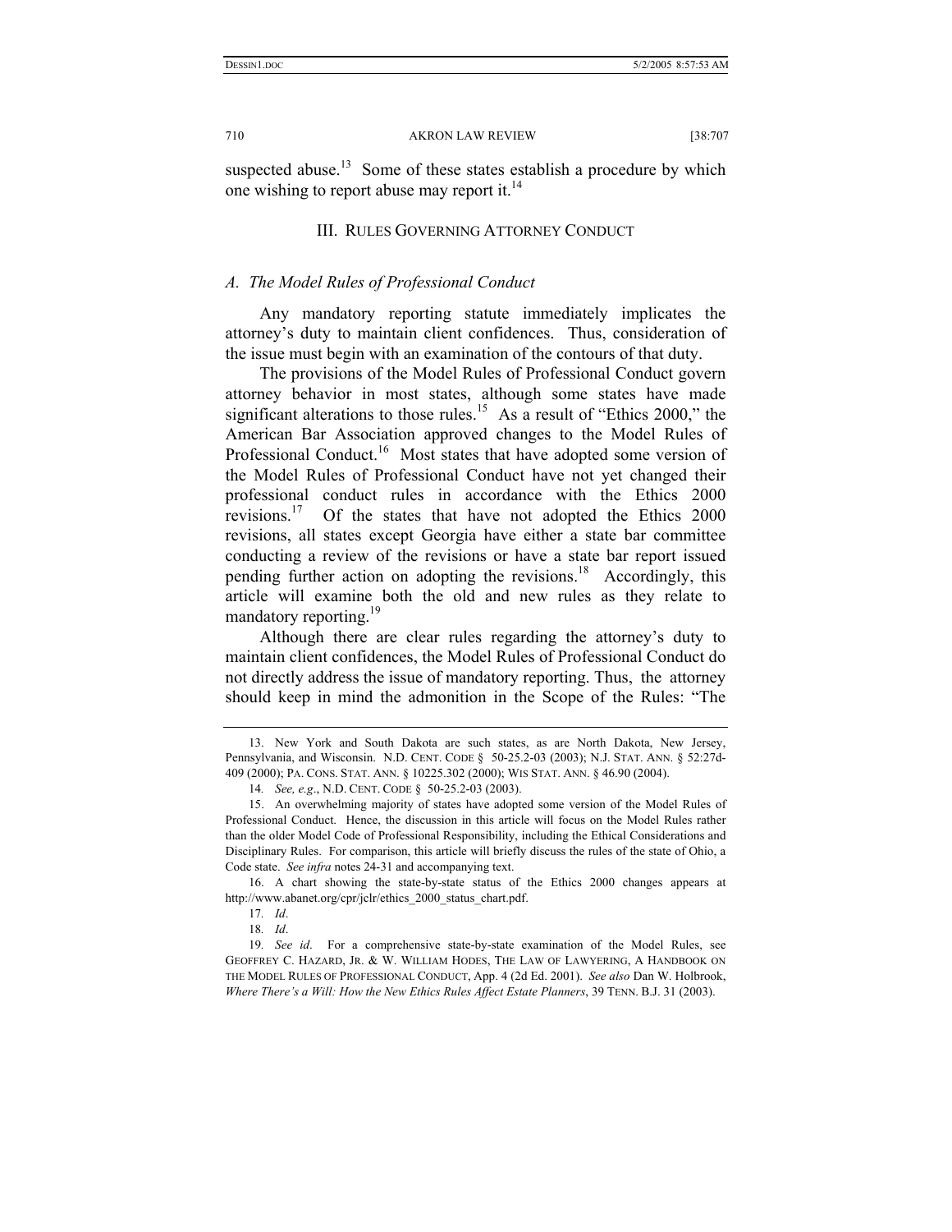suspected abuse.[13] Some of these states establish a procedure by which one wishing to report abuse may report it.[14]

## III. RULES GOVERNING ATTORNEY CONDUCT

### *A. The Model Rules of Professional Conduct*

Any mandatory reporting statute immediately implicates the attorney's duty to maintain client confidences. Thus, consideration of the issue must begin with an examination of the contours of that duty.

The provisions of the Model Rules of Professional Conduct govern attorney behavior in most states, although some states have made significant alterations to those rules.[15] As a result of "Ethics 2000," the American Bar Association approved changes to the Model Rules of Professional Conduct.[16] Most states that have adopted some version of the Model Rules of Professional Conduct have not yet changed their professional conduct rules in accordance with the Ethics 2000 revisions.[17] Of the states that have not adopted the Ethics 2000 revisions, all states except Georgia have either a state bar committee conducting a review of the revisions or have a state bar report issued pending further action on adopting the revisions.[18] Accordingly, this article will examine both the old and new rules as they relate to mandatory reporting.[19]

Although there are clear rules regarding the attorney's duty to maintain client confidences, the Model Rules of Professional Conduct do not directly address the issue of mandatory reporting. Thus, the attorney should keep in mind the admonition in the Scope of the Rules: "The

---

13. New York and South Dakota are such states, as are North Dakota, New Jersey, Pennsylvania, and Wisconsin. N.D. CENT. CODE § 50-25.2-03 (2003); N.J. STAT. ANN. § 52:27d-409 (2000); PA. CONS. STAT. ANN. § 10225.302 (2000); WIS STAT. ANN. § 46.90 (2004).

14. *See, e.g*., N.D. CENT. CODE § 50-25.2-03 (2003).

15. An overwhelming majority of states have adopted some version of the Model Rules of Professional Conduct. Hence, the discussion in this article will focus on the Model Rules rather than the older Model Code of Professional Responsibility, including the Ethical Considerations and Disciplinary Rules. For comparison, this article will briefly discuss the rules of the state of Ohio, a Code state. *See infra* notes 24-31 and accompanying text.

16. A chart showing the state-by-state status of the Ethics 2000 changes appears at http://www.abanet.org/cpr/jclr/ethics_2000_status_chart.pdf.

17. *Id*.

18. *Id*.

19. *See id*. For a comprehensive state-by-state examination of the Model Rules, see GEOFFREY C. HAZARD, JR. & W. WILLIAM HODES, THE LAW OF LAWYERING, A HANDBOOK ON THE MODEL RULES OF PROFESSIONAL CONDUCT, App. 4 (2d Ed. 2001). *See also* Dan W. Holbrook, *Where There's a Will: How the New Ethics Rules Affect Estate Planners*, 39 TENN. B.J. 31 (2003).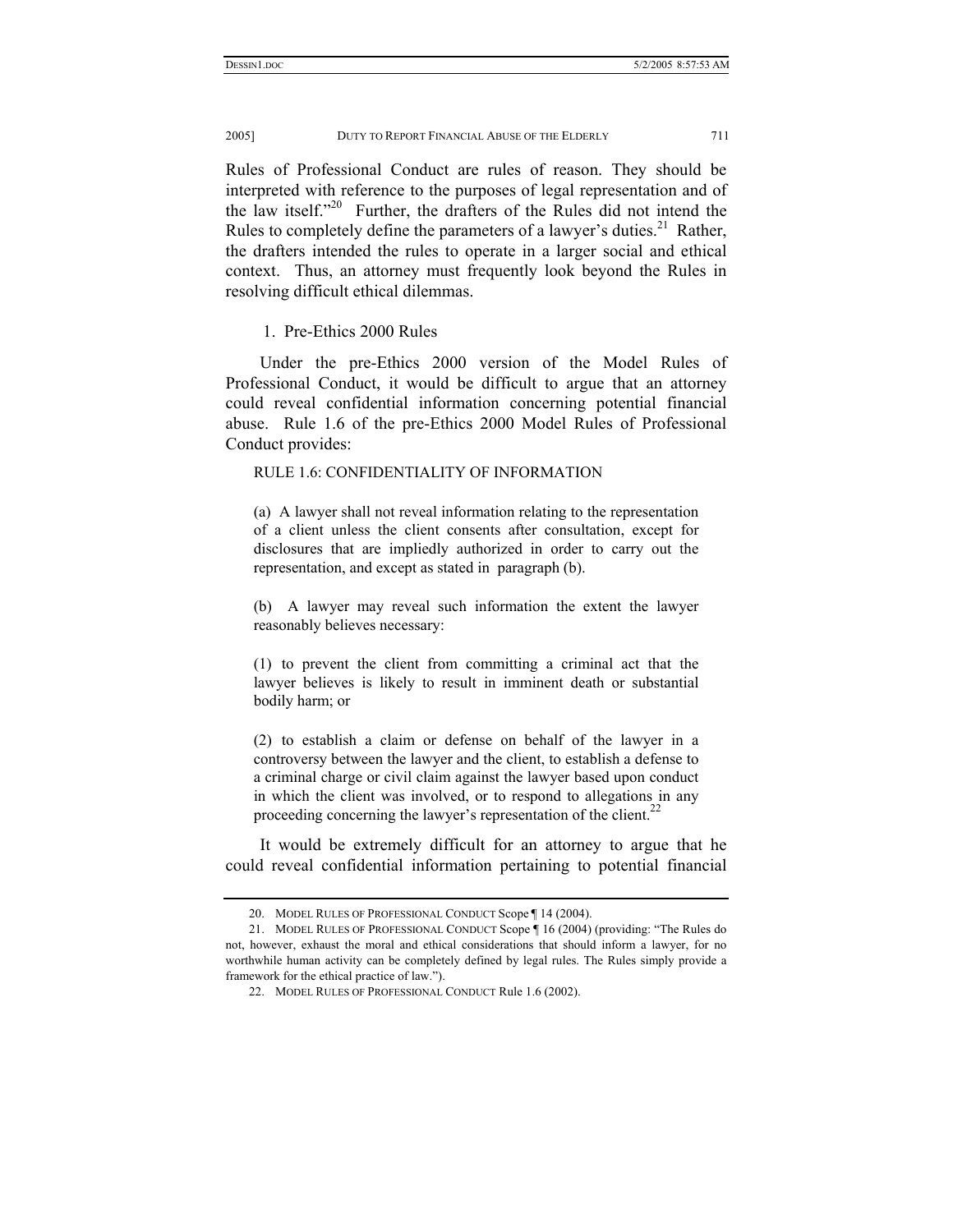Rules of Professional Conduct are rules of reason. They should be interpreted with reference to the purposes of legal representation and of the law itself."[20] Further, the drafters of the Rules did not intend the Rules to completely define the parameters of a lawyer's duties.[21] Rather, the drafters intended the rules to operate in a larger social and ethical context. Thus, an attorney must frequently look beyond the Rules in resolving difficult ethical dilemmas.

1. Pre-Ethics 2000 Rules

Under the pre-Ethics 2000 version of the Model Rules of Professional Conduct, it would be difficult to argue that an attorney could reveal confidential information concerning potential financial abuse. Rule 1.6 of the pre-Ethics 2000 Model Rules of Professional Conduct provides:

> RULE 1.6: CONFIDENTIALITY OF INFORMATION
>
> (a) A lawyer shall not reveal information relating to the representation of a client unless the client consents after consultation, except for disclosures that are impliedly authorized in order to carry out the representation, and except as stated in paragraph (b).
>
> (b) A lawyer may reveal such information the extent the lawyer reasonably believes necessary:
>
> (1) to prevent the client from committing a criminal act that the lawyer believes is likely to result in imminent death or substantial bodily harm; or
>
> (2) to establish a claim or defense on behalf of the lawyer in a controversy between the lawyer and the client, to establish a defense to a criminal charge or civil claim against the lawyer based upon conduct in which the client was involved, or to respond to allegations in any proceeding concerning the lawyer's representation of the client.[22]

It would be extremely difficult for an attorney to argue that he could reveal confidential information pertaining to potential financial

---

20. MODEL RULES OF PROFESSIONAL CONDUCT Scope ¶ 14 (2004).

21. MODEL RULES OF PROFESSIONAL CONDUCT Scope ¶ 16 (2004) (providing: "The Rules do not, however, exhaust the moral and ethical considerations that should inform a lawyer, for no worthwhile human activity can be completely defined by legal rules. The Rules simply provide a framework for the ethical practice of law.").

22. MODEL RULES OF PROFESSIONAL CONDUCT Rule 1.6 (2002).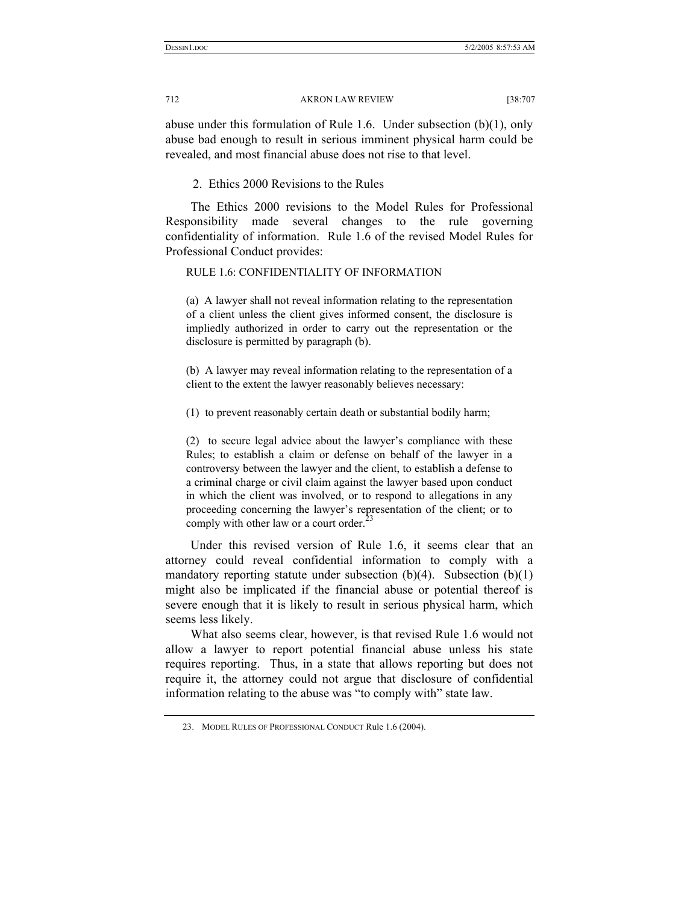abuse under this formulation of Rule 1.6. Under subsection (b)(1), only abuse bad enough to result in serious imminent physical harm could be revealed, and most financial abuse does not rise to that level.

### 2. Ethics 2000 Revisions to the Rules

The Ethics 2000 revisions to the Model Rules for Professional Responsibility made several changes to the rule governing confidentiality of information. Rule 1.6 of the revised Model Rules for Professional Conduct provides:

> RULE 1.6: CONFIDENTIALITY OF INFORMATION
>
> (a) A lawyer shall not reveal information relating to the representation of a client unless the client gives informed consent, the disclosure is impliedly authorized in order to carry out the representation or the disclosure is permitted by paragraph (b).
>
> (b) A lawyer may reveal information relating to the representation of a client to the extent the lawyer reasonably believes necessary:
>
> (1) to prevent reasonably certain death or substantial bodily harm;
>
> (2) to secure legal advice about the lawyer's compliance with these Rules; to establish a claim or defense on behalf of the lawyer in a controversy between the lawyer and the client, to establish a defense to a criminal charge or civil claim against the lawyer based upon conduct in which the client was involved, or to respond to allegations in any proceeding concerning the lawyer's representation of the client; or to comply with other law or a court order.[23]

Under this revised version of Rule 1.6, it seems clear that an attorney could reveal confidential information to comply with a mandatory reporting statute under subsection (b)(4). Subsection (b)(1) might also be implicated if the financial abuse or potential thereof is severe enough that it is likely to result in serious physical harm, which seems less likely.

What also seems clear, however, is that revised Rule 1.6 would not allow a lawyer to report potential financial abuse unless his state requires reporting. Thus, in a state that allows reporting but does not require it, the attorney could not argue that disclosure of confidential information relating to the abuse was "to comply with" state law.

---

23. MODEL RULES OF PROFESSIONAL CONDUCT Rule 1.6 (2004).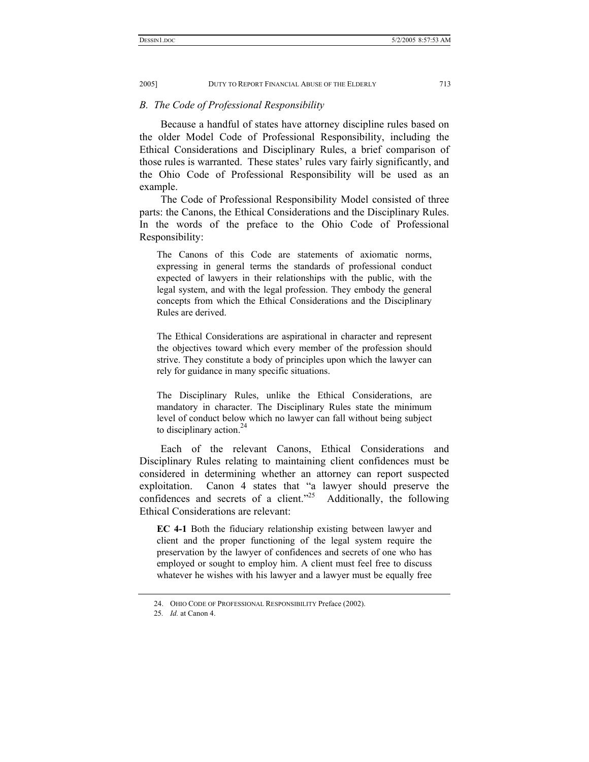### *B. The Code of Professional Responsibility*

Because a handful of states have attorney discipline rules based on the older Model Code of Professional Responsibility, including the Ethical Considerations and Disciplinary Rules, a brief comparison of those rules is warranted. These states' rules vary fairly significantly, and the Ohio Code of Professional Responsibility will be used as an example.

The Code of Professional Responsibility Model consisted of three parts: the Canons, the Ethical Considerations and the Disciplinary Rules. In the words of the preface to the Ohio Code of Professional Responsibility:

> The Canons of this Code are statements of axiomatic norms, expressing in general terms the standards of professional conduct expected of lawyers in their relationships with the public, with the legal system, and with the legal profession. They embody the general concepts from which the Ethical Considerations and the Disciplinary Rules are derived.
>
> The Ethical Considerations are aspirational in character and represent the objectives toward which every member of the profession should strive. They constitute a body of principles upon which the lawyer can rely for guidance in many specific situations.
>
> The Disciplinary Rules, unlike the Ethical Considerations, are mandatory in character. The Disciplinary Rules state the minimum level of conduct below which no lawyer can fall without being subject to disciplinary action.[24]

Each of the relevant Canons, Ethical Considerations and Disciplinary Rules relating to maintaining client confidences must be considered in determining whether an attorney can report suspected exploitation. Canon 4 states that "a lawyer should preserve the confidences and secrets of a client."[25] Additionally, the following Ethical Considerations are relevant:

> **EC 4-1** Both the fiduciary relationship existing between lawyer and client and the proper functioning of the legal system require the preservation by the lawyer of confidences and secrets of one who has employed or sought to employ him. A client must feel free to discuss whatever he wishes with his lawyer and a lawyer must be equally free

---

24. OHIO CODE OF PROFESSIONAL RESPONSIBILITY Preface (2002).

25. *Id.* at Canon 4.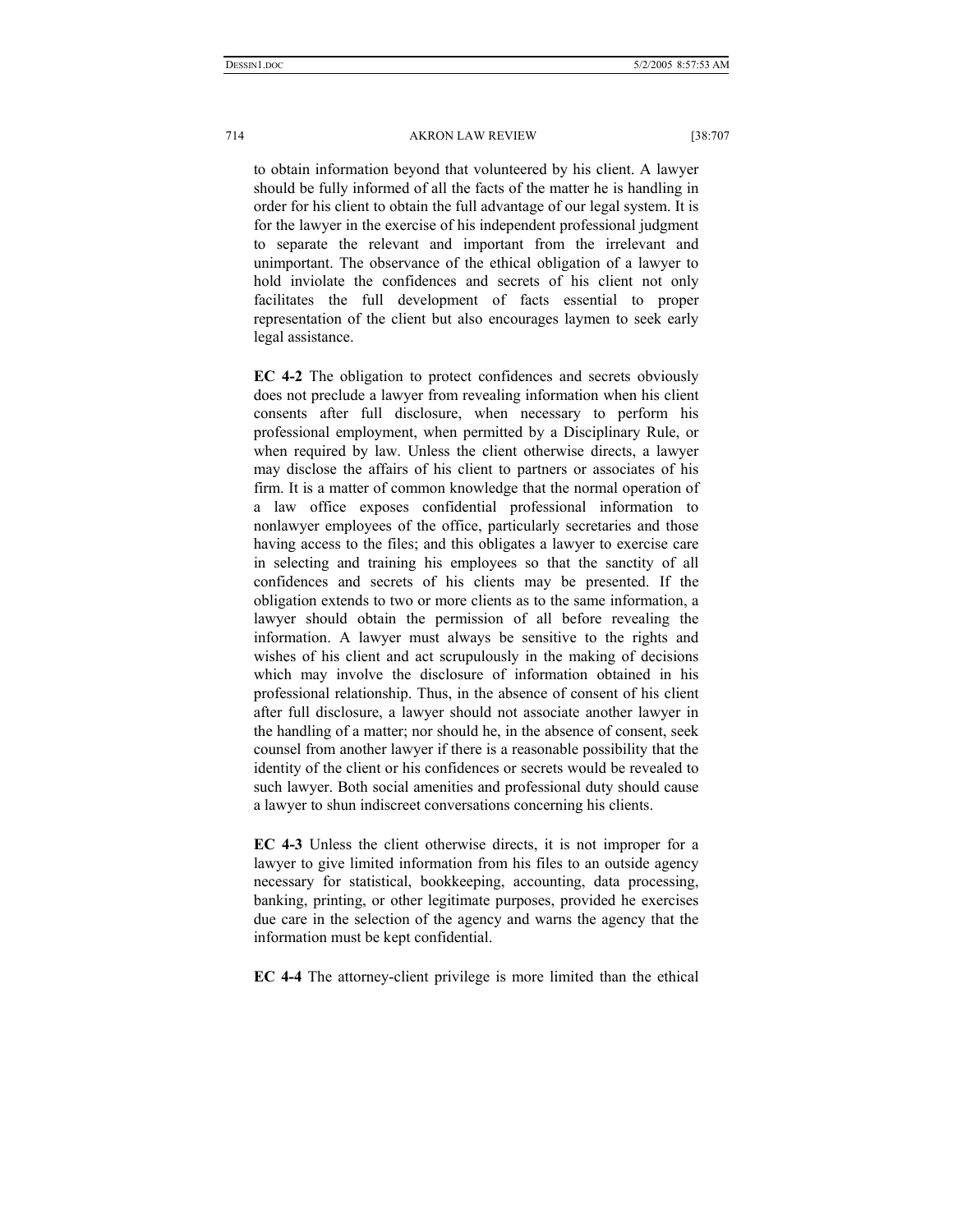to obtain information beyond that volunteered by his client. A lawyer should be fully informed of all the facts of the matter he is handling in order for his client to obtain the full advantage of our legal system. It is for the lawyer in the exercise of his independent professional judgment to separate the relevant and important from the irrelevant and unimportant. The observance of the ethical obligation of a lawyer to hold inviolate the confidences and secrets of his client not only facilitates the full development of facts essential to proper representation of the client but also encourages laymen to seek early legal assistance.

**EC 4-2** The obligation to protect confidences and secrets obviously does not preclude a lawyer from revealing information when his client consents after full disclosure, when necessary to perform his professional employment, when permitted by a Disciplinary Rule, or when required by law. Unless the client otherwise directs, a lawyer may disclose the affairs of his client to partners or associates of his firm. It is a matter of common knowledge that the normal operation of a law office exposes confidential professional information to nonlawyer employees of the office, particularly secretaries and those having access to the files; and this obligates a lawyer to exercise care in selecting and training his employees so that the sanctity of all confidences and secrets of his clients may be presented. If the obligation extends to two or more clients as to the same information, a lawyer should obtain the permission of all before revealing the information. A lawyer must always be sensitive to the rights and wishes of his client and act scrupulously in the making of decisions which may involve the disclosure of information obtained in his professional relationship. Thus, in the absence of consent of his client after full disclosure, a lawyer should not associate another lawyer in the handling of a matter; nor should he, in the absence of consent, seek counsel from another lawyer if there is a reasonable possibility that the identity of the client or his confidences or secrets would be revealed to such lawyer. Both social amenities and professional duty should cause a lawyer to shun indiscreet conversations concerning his clients.

**EC 4-3** Unless the client otherwise directs, it is not improper for a lawyer to give limited information from his files to an outside agency necessary for statistical, bookkeeping, accounting, data processing, banking, printing, or other legitimate purposes, provided he exercises due care in the selection of the agency and warns the agency that the information must be kept confidential.

**EC 4-4** The attorney-client privilege is more limited than the ethical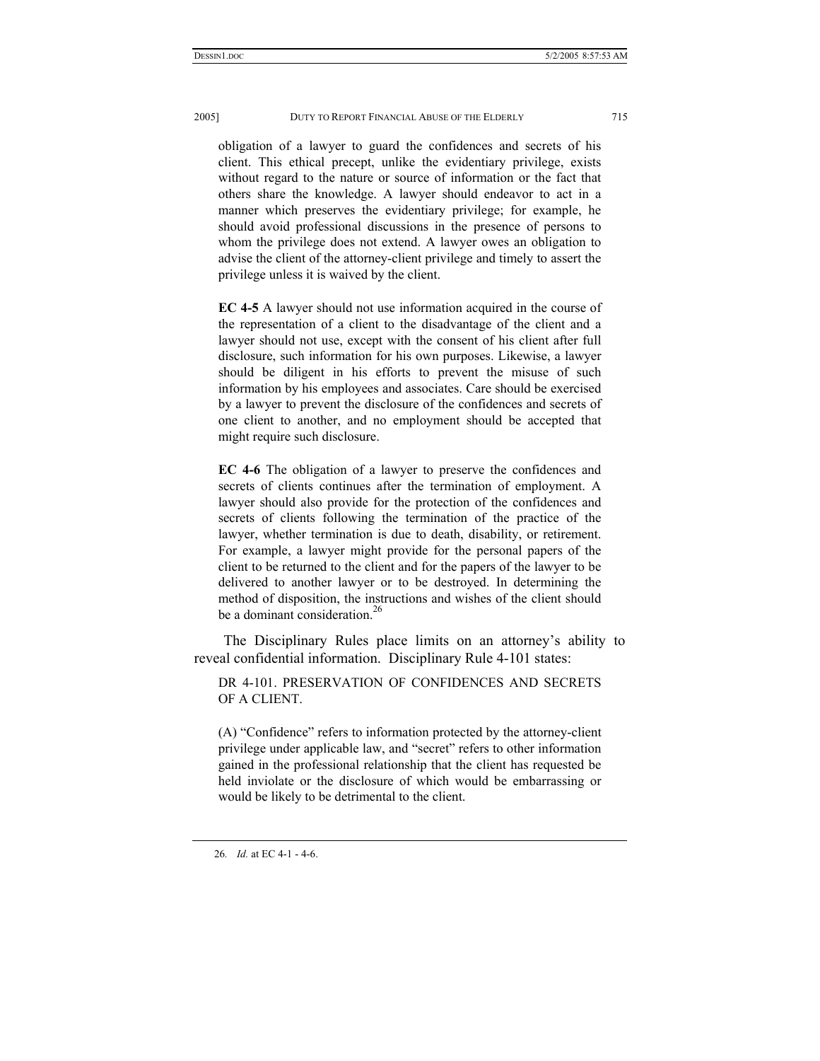obligation of a lawyer to guard the confidences and secrets of his client. This ethical precept, unlike the evidentiary privilege, exists without regard to the nature or source of information or the fact that others share the knowledge. A lawyer should endeavor to act in a manner which preserves the evidentiary privilege; for example, he should avoid professional discussions in the presence of persons to whom the privilege does not extend. A lawyer owes an obligation to advise the client of the attorney-client privilege and timely to assert the privilege unless it is waived by the client.

**EC 4-5** A lawyer should not use information acquired in the course of the representation of a client to the disadvantage of the client and a lawyer should not use, except with the consent of his client after full disclosure, such information for his own purposes. Likewise, a lawyer should be diligent in his efforts to prevent the misuse of such information by his employees and associates. Care should be exercised by a lawyer to prevent the disclosure of the confidences and secrets of one client to another, and no employment should be accepted that might require such disclosure.

**EC 4-6** The obligation of a lawyer to preserve the confidences and secrets of clients continues after the termination of employment. A lawyer should also provide for the protection of the confidences and secrets of clients following the termination of the practice of the lawyer, whether termination is due to death, disability, or retirement. For example, a lawyer might provide for the personal papers of the client to be returned to the client and for the papers of the lawyer to be delivered to another lawyer or to be destroyed. In determining the method of disposition, the instructions and wishes of the client should be a dominant consideration.[26]

The Disciplinary Rules place limits on an attorney's ability to reveal confidential information. Disciplinary Rule 4-101 states:

DR 4-101. PRESERVATION OF CONFIDENCES AND SECRETS OF A CLIENT.

(A) "Confidence" refers to information protected by the attorney-client privilege under applicable law, and "secret" refers to other information gained in the professional relationship that the client has requested be held inviolate or the disclosure of which would be embarrassing or would be likely to be detrimental to the client.

---

26. *Id.* at EC 4-1 - 4-6.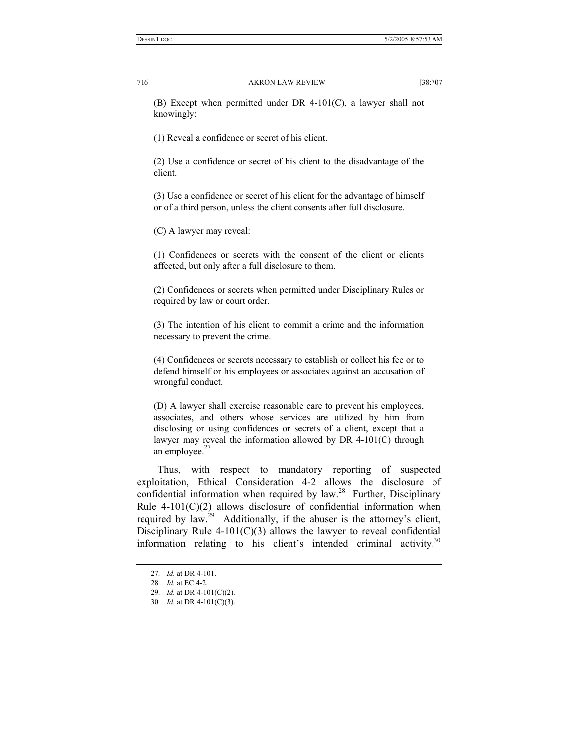(B) Except when permitted under DR 4-101(C), a lawyer shall not knowingly:

(1) Reveal a confidence or secret of his client.

(2) Use a confidence or secret of his client to the disadvantage of the client.

(3) Use a confidence or secret of his client for the advantage of himself or of a third person, unless the client consents after full disclosure.

(C) A lawyer may reveal:

(1) Confidences or secrets with the consent of the client or clients affected, but only after a full disclosure to them.

(2) Confidences or secrets when permitted under Disciplinary Rules or required by law or court order.

(3) The intention of his client to commit a crime and the information necessary to prevent the crime.

(4) Confidences or secrets necessary to establish or collect his fee or to defend himself or his employees or associates against an accusation of wrongful conduct.

(D) A lawyer shall exercise reasonable care to prevent his employees, associates, and others whose services are utilized by him from disclosing or using confidences or secrets of a client, except that a lawyer may reveal the information allowed by DR 4-101(C) through an employee.[27]

Thus, with respect to mandatory reporting of suspected exploitation, Ethical Consideration 4-2 allows the disclosure of confidential information when required by law.[28] Further, Disciplinary Rule 4-101(C)(2) allows disclosure of confidential information when required by law.[29] Additionally, if the abuser is the attorney's client, Disciplinary Rule 4-101(C)(3) allows the lawyer to reveal confidential information relating to his client's intended criminal activity.[30]

27. *Id.* at DR 4-101.

28. *Id.* at EC 4-2.

29. *Id.* at DR 4-101(C)(2).

30. *Id.* at DR 4-101(C)(3).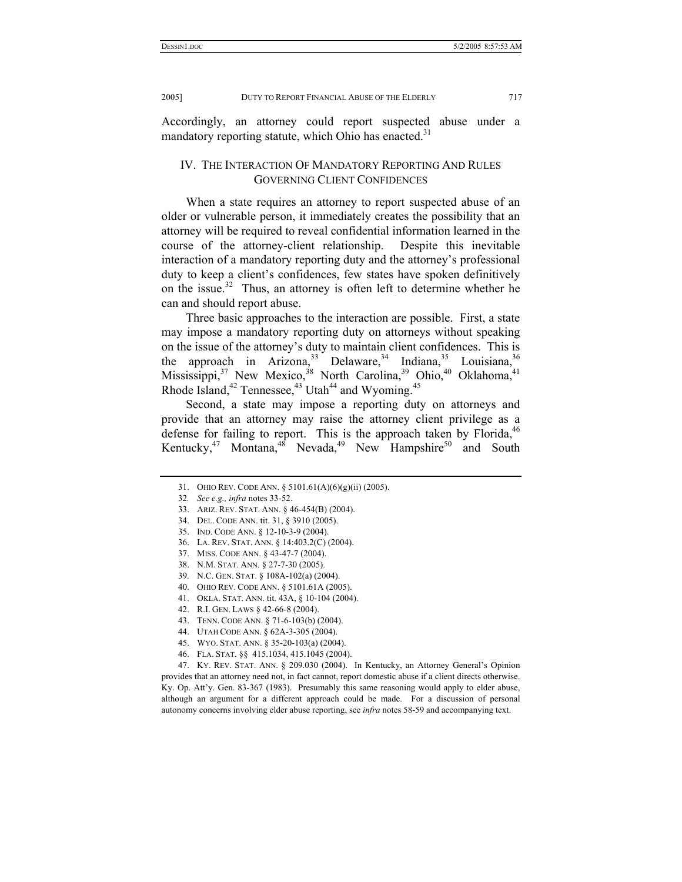Accordingly, an attorney could report suspected abuse under a mandatory reporting statute, which Ohio has enacted.[31]

## IV. The Interaction Of Mandatory Reporting And Rules Governing Client Confidences

When a state requires an attorney to report suspected abuse of an older or vulnerable person, it immediately creates the possibility that an attorney will be required to reveal confidential information learned in the course of the attorney-client relationship. Despite this inevitable interaction of a mandatory reporting duty and the attorney's professional duty to keep a client's confidences, few states have spoken definitively on the issue.[32] Thus, an attorney is often left to determine whether he can and should report abuse.

Three basic approaches to the interaction are possible. First, a state may impose a mandatory reporting duty on attorneys without speaking on the issue of the attorney's duty to maintain client confidences. This is the approach in Arizona,[33] Delaware,[34] Indiana,[35] Louisiana,[36] Mississippi,[37] New Mexico,[38] North Carolina,[39] Ohio,[40] Oklahoma,[41] Rhode Island,[42] Tennessee,[43] Utah[44] and Wyoming.[45]

Second, a state may impose a reporting duty on attorneys and provide that an attorney may raise the attorney client privilege as a defense for failing to report. This is the approach taken by Florida,[46] Kentucky,[47] Montana,[48] Nevada,[49] New Hampshire[50] and South

---

31. OHIO REV. CODE ANN. § 5101.61(A)(6)(g)(ii) (2005).

32. *See e.g., infra* notes 33-52.

33. ARIZ. REV. STAT. ANN. § 46-454(B) (2004).

34. DEL. CODE ANN. tit. 31, § 3910 (2005).

35. IND. CODE ANN. § 12-10-3-9 (2004).

36. LA. REV. STAT. ANN. § 14:403.2(C) (2004).

37. MISS. CODE ANN. § 43-47-7 (2004).

38. N.M. STAT. ANN. § 27-7-30 (2005).

39. N.C. GEN. STAT. § 108A-102(a) (2004).

40. OHIO REV. CODE ANN. § 5101.61A (2005).

41. OKLA. STAT. ANN. tit. 43A, § 10-104 (2004).

42. R.I. GEN. LAWS § 42-66-8 (2004).

43. TENN. CODE ANN. § 71-6-103(b) (2004).

44. UTAH CODE ANN. § 62A-3-305 (2004).

45. WYO. STAT. ANN. § 35-20-103(a) (2004).

46. FLA. STAT. §§ 415.1034, 415.1045 (2004).

47. KY. REV. STAT. ANN. § 209.030 (2004). In Kentucky, an Attorney General's Opinion provides that an attorney need not, in fact cannot, report domestic abuse if a client directs otherwise. Ky. Op. Att'y. Gen. 83-367 (1983). Presumably this same reasoning would apply to elder abuse, although an argument for a different approach could be made. For a discussion of personal autonomy concerns involving elder abuse reporting, see *infra* notes 58-59 and accompanying text.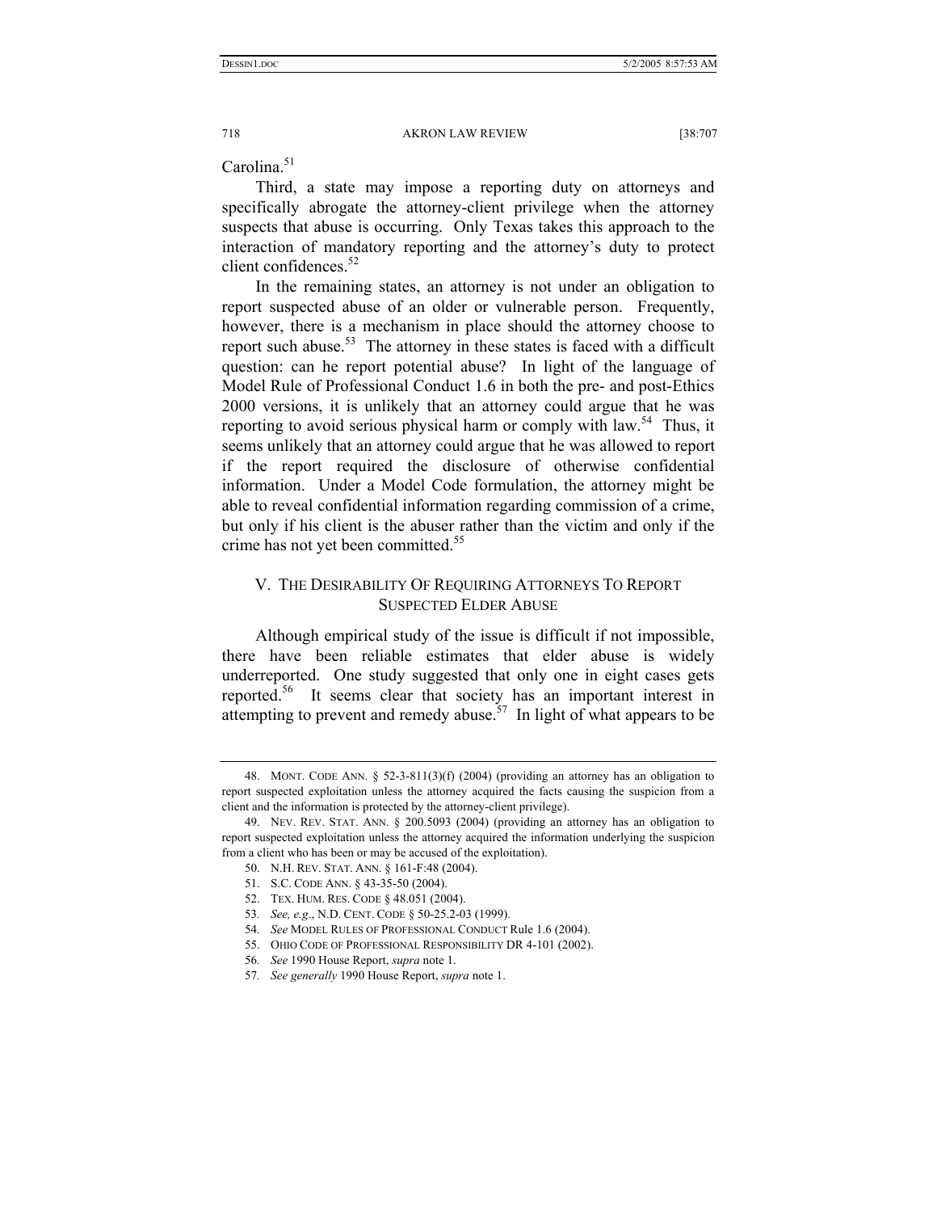Carolina.[51]

Third, a state may impose a reporting duty on attorneys and specifically abrogate the attorney-client privilege when the attorney suspects that abuse is occurring. Only Texas takes this approach to the interaction of mandatory reporting and the attorney's duty to protect client confidences.[52]

In the remaining states, an attorney is not under an obligation to report suspected abuse of an older or vulnerable person. Frequently, however, there is a mechanism in place should the attorney choose to report such abuse.[53] The attorney in these states is faced with a difficult question: can he report potential abuse? In light of the language of Model Rule of Professional Conduct 1.6 in both the pre- and post-Ethics 2000 versions, it is unlikely that an attorney could argue that he was reporting to avoid serious physical harm or comply with law.[54] Thus, it seems unlikely that an attorney could argue that he was allowed to report if the report required the disclosure of otherwise confidential information. Under a Model Code formulation, the attorney might be able to reveal confidential information regarding commission of a crime, but only if his client is the abuser rather than the victim and only if the crime has not yet been committed.[55]

## V. The Desirability Of Requiring Attorneys To Report Suspected Elder Abuse

Although empirical study of the issue is difficult if not impossible, there have been reliable estimates that elder abuse is widely underreported. One study suggested that only one in eight cases gets reported.[56] It seems clear that society has an important interest in attempting to prevent and remedy abuse.[57] In light of what appears to be

---

48. MONT. CODE ANN. § 52-3-811(3)(f) (2004) (providing an attorney has an obligation to report suspected exploitation unless the attorney acquired the facts causing the suspicion from a client and the information is protected by the attorney-client privilege).

49. NEV. REV. STAT. ANN. § 200.5093 (2004) (providing an attorney has an obligation to report suspected exploitation unless the attorney acquired the information underlying the suspicion from a client who has been or may be accused of the exploitation).

50. N.H. REV. STAT. ANN. § 161-F:48 (2004).

51. S.C. CODE ANN. § 43-35-50 (2004).

52. TEX. HUM. RES. CODE § 48.051 (2004).

53. *See, e.g.*, N.D. CENT. CODE § 50-25.2-03 (1999).

54. *See* MODEL RULES OF PROFESSIONAL CONDUCT Rule 1.6 (2004).

55. OHIO CODE OF PROFESSIONAL RESPONSIBILITY DR 4-101 (2002).

56. *See* 1990 House Report, *supra* note 1.

57. *See generally* 1990 House Report, *supra* note 1.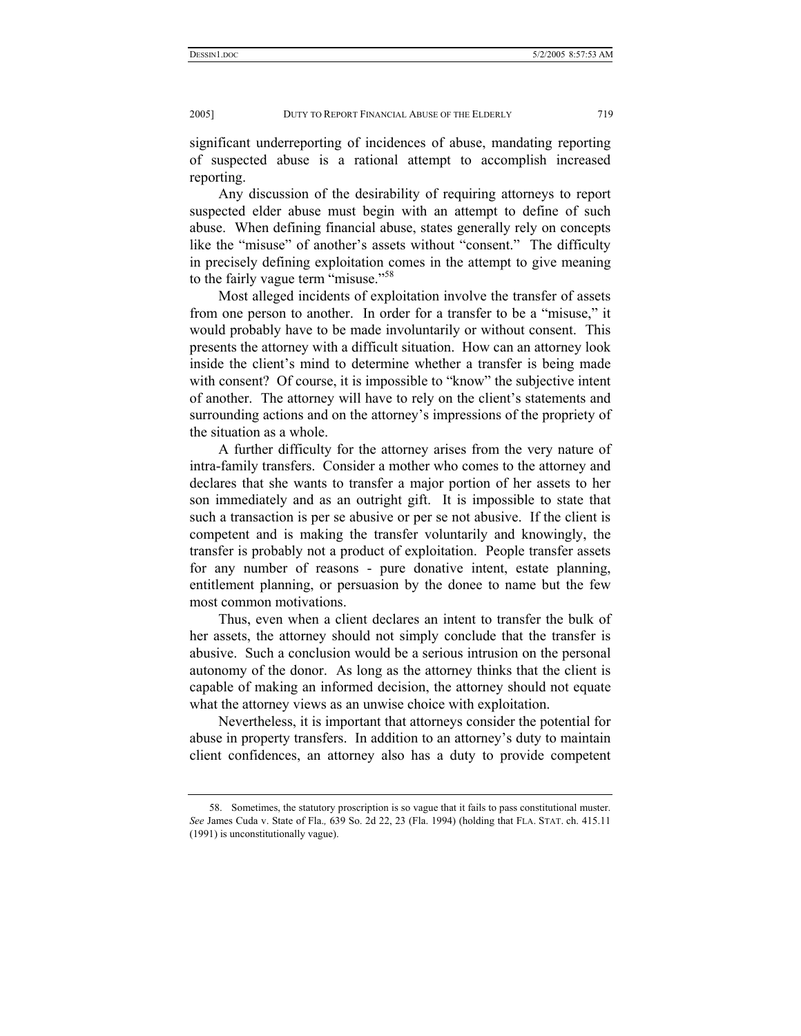significant underreporting of incidences of abuse, mandating reporting of suspected abuse is a rational attempt to accomplish increased reporting.

Any discussion of the desirability of requiring attorneys to report suspected elder abuse must begin with an attempt to define of such abuse. When defining financial abuse, states generally rely on concepts like the "misuse" of another's assets without "consent." The difficulty in precisely defining exploitation comes in the attempt to give meaning to the fairly vague term "misuse."[58]

Most alleged incidents of exploitation involve the transfer of assets from one person to another. In order for a transfer to be a "misuse," it would probably have to be made involuntarily or without consent. This presents the attorney with a difficult situation. How can an attorney look inside the client's mind to determine whether a transfer is being made with consent? Of course, it is impossible to "know" the subjective intent of another. The attorney will have to rely on the client's statements and surrounding actions and on the attorney's impressions of the propriety of the situation as a whole.

A further difficulty for the attorney arises from the very nature of intra-family transfers. Consider a mother who comes to the attorney and declares that she wants to transfer a major portion of her assets to her son immediately and as an outright gift. It is impossible to state that such a transaction is per se abusive or per se not abusive. If the client is competent and is making the transfer voluntarily and knowingly, the transfer is probably not a product of exploitation. People transfer assets for any number of reasons - pure donative intent, estate planning, entitlement planning, or persuasion by the donee to name but the few most common motivations.

Thus, even when a client declares an intent to transfer the bulk of her assets, the attorney should not simply conclude that the transfer is abusive. Such a conclusion would be a serious intrusion on the personal autonomy of the donor. As long as the attorney thinks that the client is capable of making an informed decision, the attorney should not equate what the attorney views as an unwise choice with exploitation.

Nevertheless, it is important that attorneys consider the potential for abuse in property transfers. In addition to an attorney's duty to maintain client confidences, an attorney also has a duty to provide competent

---

58. Sometimes, the statutory proscription is so vague that it fails to pass constitutional muster. *See* James Cuda v. State of Fla.*,* 639 So. 2d 22, 23 (Fla. 1994) (holding that FLA. STAT. ch. 415.11 (1991) is unconstitutionally vague).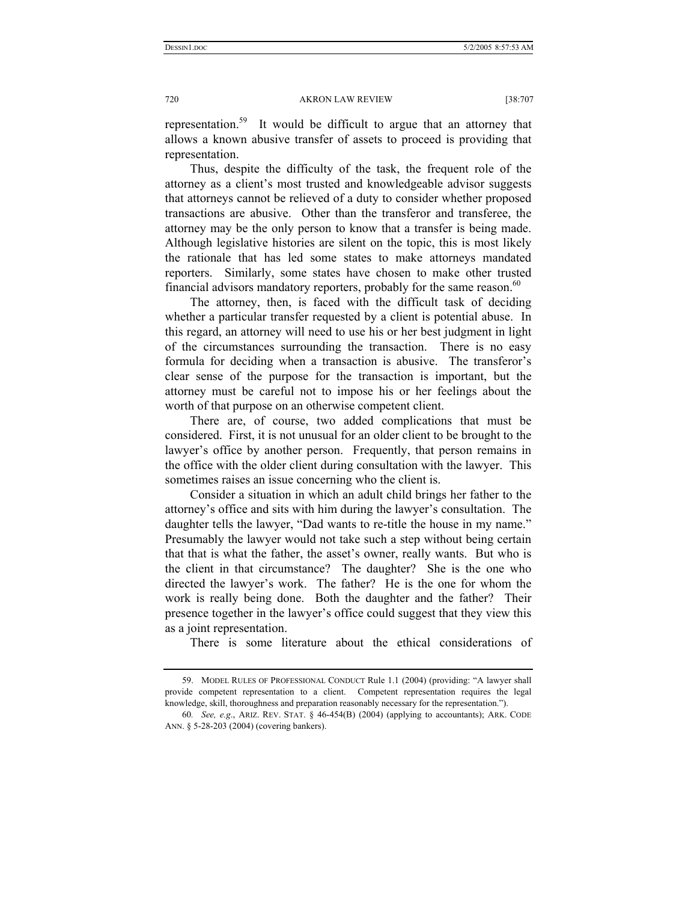representation.[59] It would be difficult to argue that an attorney that allows a known abusive transfer of assets to proceed is providing that representation.

Thus, despite the difficulty of the task, the frequent role of the attorney as a client's most trusted and knowledgeable advisor suggests that attorneys cannot be relieved of a duty to consider whether proposed transactions are abusive. Other than the transferor and transferee, the attorney may be the only person to know that a transfer is being made. Although legislative histories are silent on the topic, this is most likely the rationale that has led some states to make attorneys mandated reporters. Similarly, some states have chosen to make other trusted financial advisors mandatory reporters, probably for the same reason.[60]

The attorney, then, is faced with the difficult task of deciding whether a particular transfer requested by a client is potential abuse. In this regard, an attorney will need to use his or her best judgment in light of the circumstances surrounding the transaction. There is no easy formula for deciding when a transaction is abusive. The transferor's clear sense of the purpose for the transaction is important, but the attorney must be careful not to impose his or her feelings about the worth of that purpose on an otherwise competent client.

There are, of course, two added complications that must be considered. First, it is not unusual for an older client to be brought to the lawyer's office by another person. Frequently, that person remains in the office with the older client during consultation with the lawyer. This sometimes raises an issue concerning who the client is.

Consider a situation in which an adult child brings her father to the attorney's office and sits with him during the lawyer's consultation. The daughter tells the lawyer, "Dad wants to re-title the house in my name." Presumably the lawyer would not take such a step without being certain that that is what the father, the asset's owner, really wants. But who is the client in that circumstance? The daughter? She is the one who directed the lawyer's work. The father? He is the one for whom the work is really being done. Both the daughter and the father? Their presence together in the lawyer's office could suggest that they view this as a joint representation.

There is some literature about the ethical considerations of

---

59. MODEL RULES OF PROFESSIONAL CONDUCT Rule 1.1 (2004) (providing: "A lawyer shall provide competent representation to a client. Competent representation requires the legal knowledge, skill, thoroughness and preparation reasonably necessary for the representation.").

60. *See, e.g.*, ARIZ. REV. STAT. § 46-454(B) (2004) (applying to accountants); ARK. CODE ANN. § 5-28-203 (2004) (covering bankers).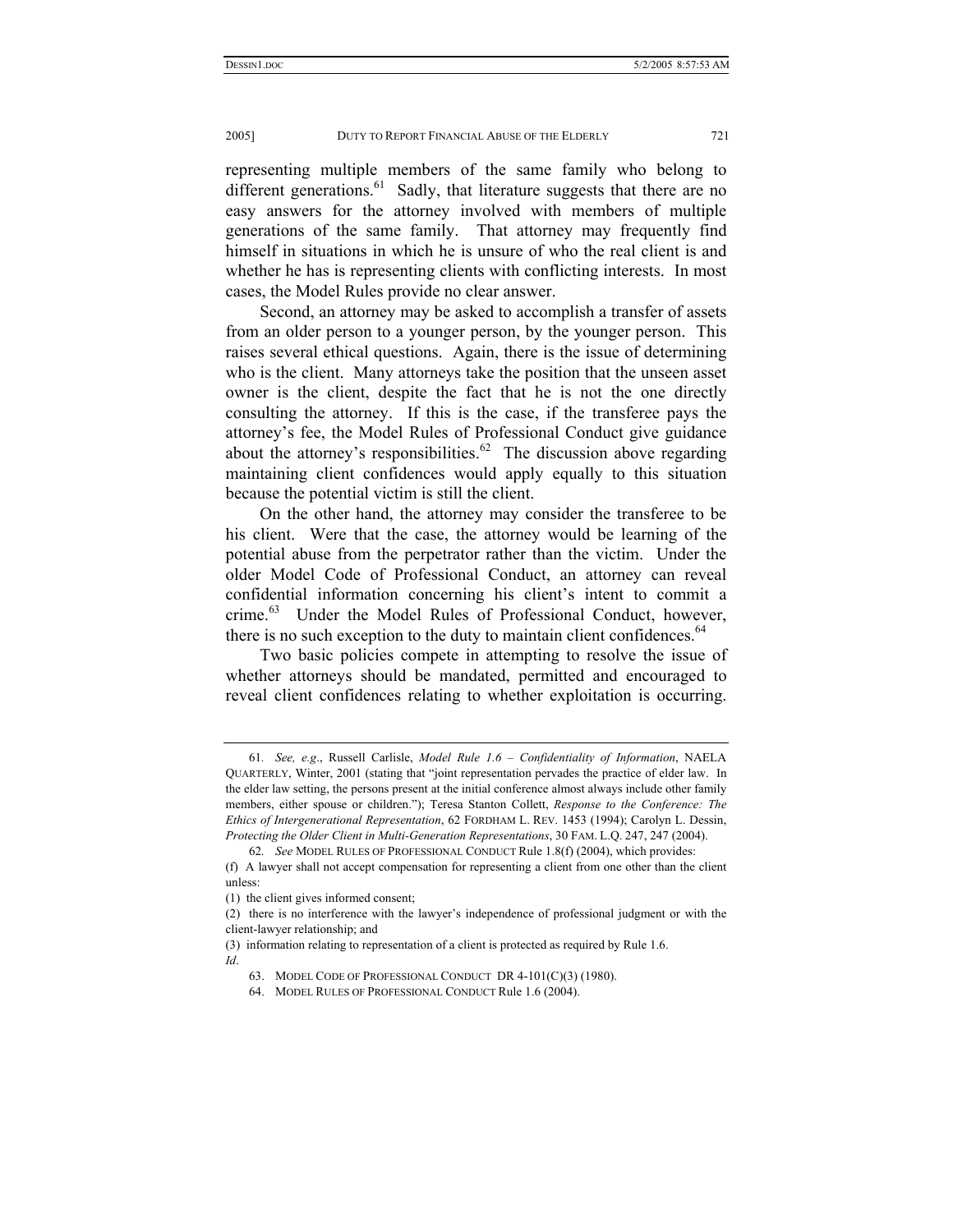representing multiple members of the same family who belong to different generations.[61] Sadly, that literature suggests that there are no easy answers for the attorney involved with members of multiple generations of the same family. That attorney may frequently find himself in situations in which he is unsure of who the real client is and whether he has is representing clients with conflicting interests. In most cases, the Model Rules provide no clear answer.

Second, an attorney may be asked to accomplish a transfer of assets from an older person to a younger person, by the younger person. This raises several ethical questions. Again, there is the issue of determining who is the client. Many attorneys take the position that the unseen asset owner is the client, despite the fact that he is not the one directly consulting the attorney. If this is the case, if the transferee pays the attorney's fee, the Model Rules of Professional Conduct give guidance about the attorney's responsibilities.[62] The discussion above regarding maintaining client confidences would apply equally to this situation because the potential victim is still the client.

On the other hand, the attorney may consider the transferee to be his client. Were that the case, the attorney would be learning of the potential abuse from the perpetrator rather than the victim. Under the older Model Code of Professional Conduct, an attorney can reveal confidential information concerning his client's intent to commit a crime.[63] Under the Model Rules of Professional Conduct, however, there is no such exception to the duty to maintain client confidences.[64]

Two basic policies compete in attempting to resolve the issue of whether attorneys should be mandated, permitted and encouraged to reveal client confidences relating to whether exploitation is occurring.

---

61. *See, e.g.*, Russell Carlisle, *Model Rule 1.6 – Confidentiality of Information*, NAELA QUARTERLY, Winter, 2001 (stating that "joint representation pervades the practice of elder law. In the elder law setting, the persons present at the initial conference almost always include other family members, either spouse or children."); Teresa Stanton Collett, *Response to the Conference: The Ethics of Intergenerational Representation*, 62 FORDHAM L. REV. 1453 (1994); Carolyn L. Dessin, *Protecting the Older Client in Multi-Generation Representations*, 30 FAM. L.Q. 247, 247 (2004).

62. *See* MODEL RULES OF PROFESSIONAL CONDUCT Rule 1.8(f) (2004), which provides:

(f) A lawyer shall not accept compensation for representing a client from one other than the client unless:

(1) the client gives informed consent;

(2) there is no interference with the lawyer's independence of professional judgment or with the client-lawyer relationship; and

(3) information relating to representation of a client is protected as required by Rule 1.6.

*Id*.

63. MODEL CODE OF PROFESSIONAL CONDUCT DR 4-101(C)(3) (1980).

64. MODEL RULES OF PROFESSIONAL CONDUCT Rule 1.6 (2004).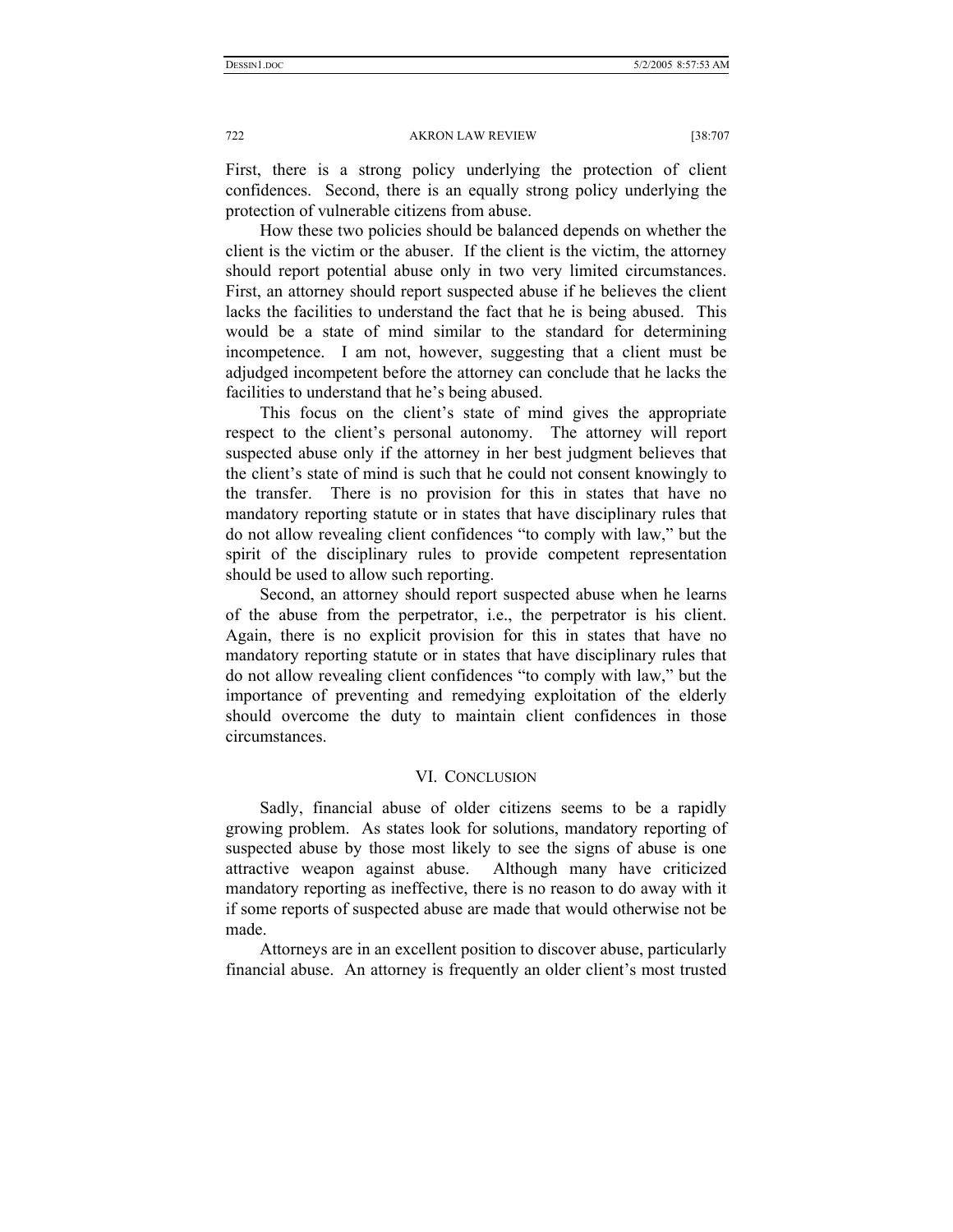First, there is a strong policy underlying the protection of client confidences. Second, there is an equally strong policy underlying the protection of vulnerable citizens from abuse.

How these two policies should be balanced depends on whether the client is the victim or the abuser. If the client is the victim, the attorney should report potential abuse only in two very limited circumstances. First, an attorney should report suspected abuse if he believes the client lacks the facilities to understand the fact that he is being abused. This would be a state of mind similar to the standard for determining incompetence. I am not, however, suggesting that a client must be adjudged incompetent before the attorney can conclude that he lacks the facilities to understand that he's being abused.

This focus on the client's state of mind gives the appropriate respect to the client's personal autonomy. The attorney will report suspected abuse only if the attorney in her best judgment believes that the client's state of mind is such that he could not consent knowingly to the transfer. There is no provision for this in states that have no mandatory reporting statute or in states that have disciplinary rules that do not allow revealing client confidences "to comply with law," but the spirit of the disciplinary rules to provide competent representation should be used to allow such reporting.

Second, an attorney should report suspected abuse when he learns of the abuse from the perpetrator, i.e., the perpetrator is his client. Again, there is no explicit provision for this in states that have no mandatory reporting statute or in states that have disciplinary rules that do not allow revealing client confidences "to comply with law," but the importance of preventing and remedying exploitation of the elderly should overcome the duty to maintain client confidences in those circumstances.

## VI. Conclusion

Sadly, financial abuse of older citizens seems to be a rapidly growing problem. As states look for solutions, mandatory reporting of suspected abuse by those most likely to see the signs of abuse is one attractive weapon against abuse. Although many have criticized mandatory reporting as ineffective, there is no reason to do away with it if some reports of suspected abuse are made that would otherwise not be made.

Attorneys are in an excellent position to discover abuse, particularly financial abuse. An attorney is frequently an older client's most trusted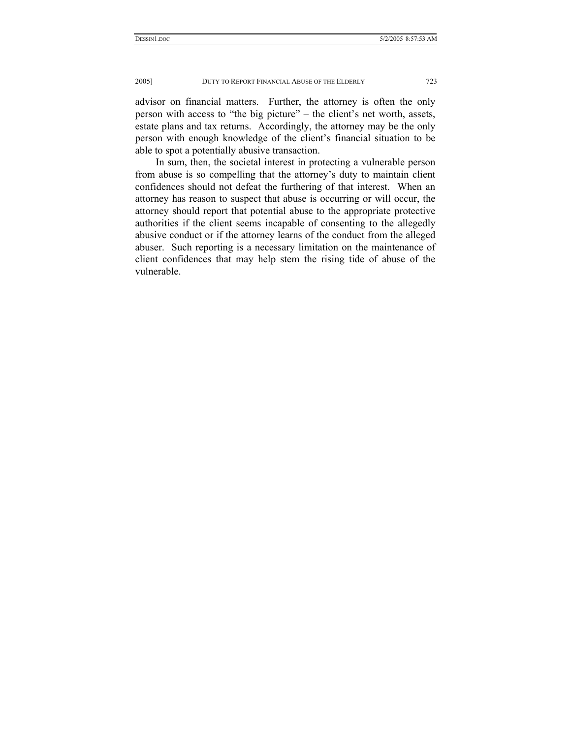advisor on financial matters. Further, the attorney is often the only person with access to "the big picture" – the client's net worth, assets, estate plans and tax returns. Accordingly, the attorney may be the only person with enough knowledge of the client's financial situation to be able to spot a potentially abusive transaction.

In sum, then, the societal interest in protecting a vulnerable person from abuse is so compelling that the attorney's duty to maintain client confidences should not defeat the furthering of that interest. When an attorney has reason to suspect that abuse is occurring or will occur, the attorney should report that potential abuse to the appropriate protective authorities if the client seems incapable of consenting to the allegedly abusive conduct or if the attorney learns of the conduct from the alleged abuser. Such reporting is a necessary limitation on the maintenance of client confidences that may help stem the rising tide of abuse of the vulnerable.